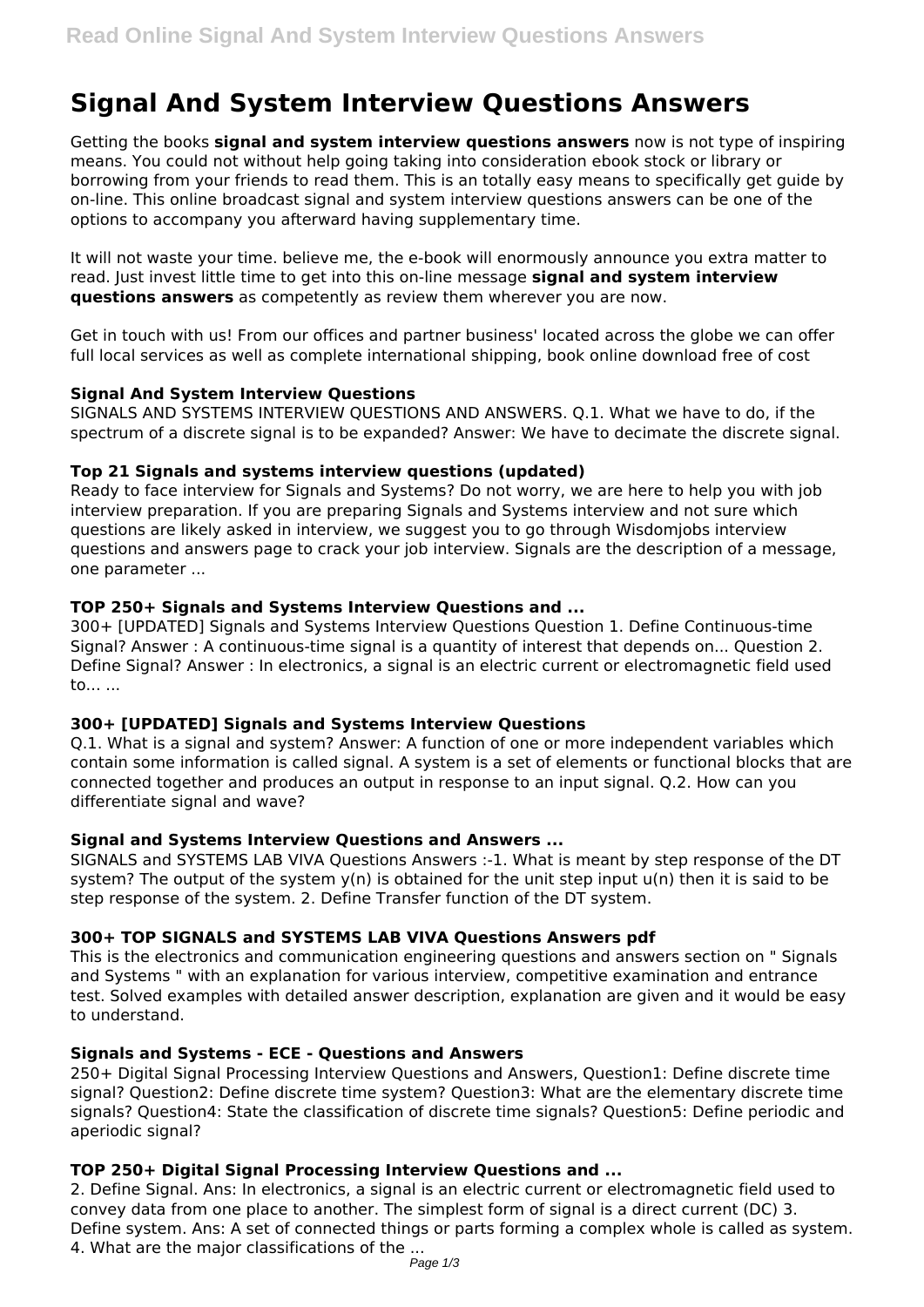# Signal And System Interview Questions Answers

Getting the books **signal and system interview questions answers** now is not type of inspiring means. You could not without help going taking into consideration ebook stock or library or borrowing from your friends to read them. This is an totally easy means to specifically get guide by on-line. This online broadcast signal and system interview questions answers can be one of the options to accompany you afterward having supplementary time.

It will not waste your time. believe me, the e-book will enormously announce you extra matter to read. Just invest little time to get into this on-line message **signal and system interview questions answers** as competently as review them wherever you are now.

Get in touch with us! From our offices and partner business' located across the globe we can offer full local services as well as complete international shipping, book online download free of cost

### Signal And System Interview Questions

SIGNALS AND SYSTEMS INTERVIEW QUESTIONS AND ANSWERS. Q.1. What we have to do, if the spectrum of a discrete signal is to be expanded? Answer: We have to decimate the discrete signal.

### Top 21 Signals and systems interview questions (updated)

Ready to face interview for Signals and Systems? Do not worry, we are here to help you with job interview preparation. If you are preparing Signals and Systems interview and not sure which questions are likely asked in interview, we suggest you to go through Wisdomjobs interview questions and answers page to crack your job interview. Signals are the description of a message, one parameter ...

### TOP 250+ Signals and Systems Interview Questions and ...

300+ [UPDATED] Signals and Systems Interview Questions Question 1. Define Continuous-time Signal? Answer : A continuous-time signal is a quantity of interest that depends on... Question 2. Define Signal? Answer : In electronics, a signal is an electric current or electromagnetic field used to... ...

### 300+ [UPDATED] Signals and Systems Interview Questions

Q.1. What is a signal and system? Answer: A function of one or more independent variables which contain some information is called signal. A system is a set of elements or functional blocks that are connected together and produces an output in response to an input signal. Q.2. How can you differentiate signal and wave?

### Signal and Systems Interview Questions and Answers ...

SIGNALS and SYSTEMS LAB VIVA Questions Answers :-1. What is meant by step response of the DT system? The output of the system $y(n)$ is obtained for the unit step input $u(n)$ then it is said to be step response of the system. 2. Define Transfer function of the DT system.

### 300+ TOP SIGNALS and SYSTEMS LAB VIVA Questions Answers pdf

This is the electronics and communication engineering questions and answers section on " Signals and Systems " with an explanation for various interview, competitive examination and entrance test. Solved examples with detailed answer description, explanation are given and it would be easy to understand.

### Signals and Systems - ECE - Questions and Answers

250+ Digital Signal Processing Interview Questions and Answers, Question1: Define discrete time signal? Question2: Define discrete time system? Question3: What are the elementary discrete time signals? Question4: State the classification of discrete time signals? Question5: Define periodic and aperiodic signal?

### TOP 250+ Digital Signal Processing Interview Questions and ...

2. Define Signal. Ans: In electronics, a signal is an electric current or electromagnetic field used to convey data from one place to another. The simplest form of signal is a direct current (DC) 3. Define system. Ans: A set of connected things or parts forming a complex whole is called as system. 4. What are the major classifications of the ...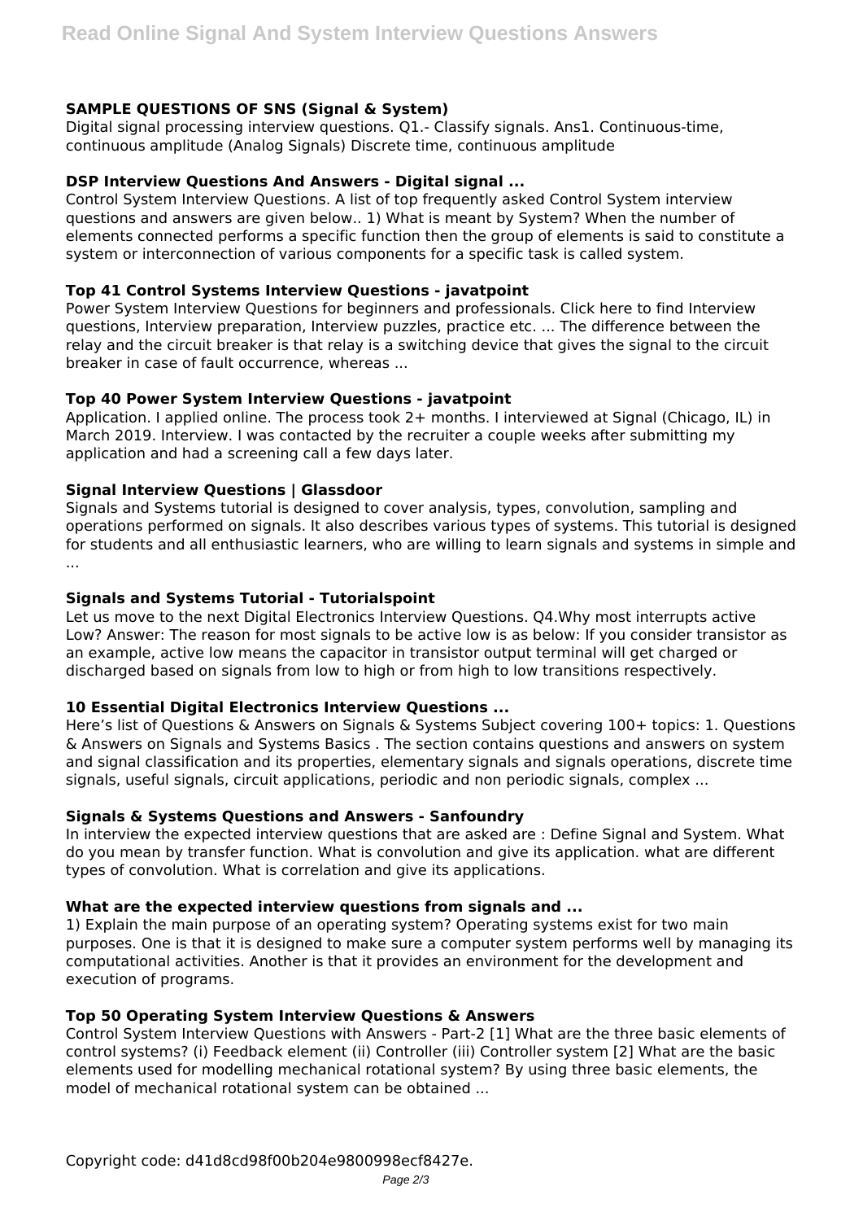### SAMPLE QUESTIONS OF SNS (Signal & System)

Digital signal processing interview questions. Q1.- Classify signals. Ans1. Continuous-time, continuous amplitude (Analog Signals) Discrete time, continuous amplitude

### DSP Interview Questions And Answers - Digital signal ...

Control System Interview Questions. A list of top frequently asked Control System interview questions and answers are given below.. 1) What is meant by System? When the number of elements connected performs a specific function then the group of elements is said to constitute a system or interconnection of various components for a specific task is called system.

### Top 41 Control Systems Interview Questions - javatpoint

Power System Interview Questions for beginners and professionals. Click here to find Interview questions, Interview preparation, Interview puzzles, practice etc. ... The difference between the relay and the circuit breaker is that relay is a switching device that gives the signal to the circuit breaker in case of fault occurrence, whereas ...

### Top 40 Power System Interview Questions - javatpoint

Application. I applied online. The process took 2+ months. I interviewed at Signal (Chicago, IL) in March 2019. Interview. I was contacted by the recruiter a couple weeks after submitting my application and had a screening call a few days later.

### Signal Interview Questions | Glassdoor

Signals and Systems tutorial is designed to cover analysis, types, convolution, sampling and operations performed on signals. It also describes various types of systems. This tutorial is designed for students and all enthusiastic learners, who are willing to learn signals and systems in simple and ...

### Signals and Systems Tutorial - Tutorialspoint

Let us move to the next Digital Electronics Interview Questions. Q4.Why most interrupts active Low? Answer: The reason for most signals to be active low is as below: If you consider transistor as an example, active low means the capacitor in transistor output terminal will get charged or discharged based on signals from low to high or from high to low transitions respectively.

### 10 Essential Digital Electronics Interview Questions ...

Here's list of Questions & Answers on Signals & Systems Subject covering 100+ topics: 1. Questions & Answers on Signals and Systems Basics . The section contains questions and answers on system and signal classification and its properties, elementary signals and signals operations, discrete time signals, useful signals, circuit applications, periodic and non periodic signals, complex ...

### Signals & Systems Questions and Answers - Sanfoundry

In interview the expected interview questions that are asked are : Define Signal and System. What do you mean by transfer function. What is convolution and give its application. what are different types of convolution. What is correlation and give its applications.

### What are the expected interview questions from signals and ...

1) Explain the main purpose of an operating system? Operating systems exist for two main purposes. One is that it is designed to make sure a computer system performs well by managing its computational activities. Another is that it provides an environment for the development and execution of programs.

### Top 50 Operating System Interview Questions & Answers

Control System Interview Questions with Answers - Part-2 [1] What are the three basic elements of control systems? (i) Feedback element (ii) Controller (iii) Controller system [2] What are the basic elements used for modelling mechanical rotational system? By using three basic elements, the model of mechanical rotational system can be obtained ...

Copyright code: d41d8cd98f00b204e9800998ecf8427e.